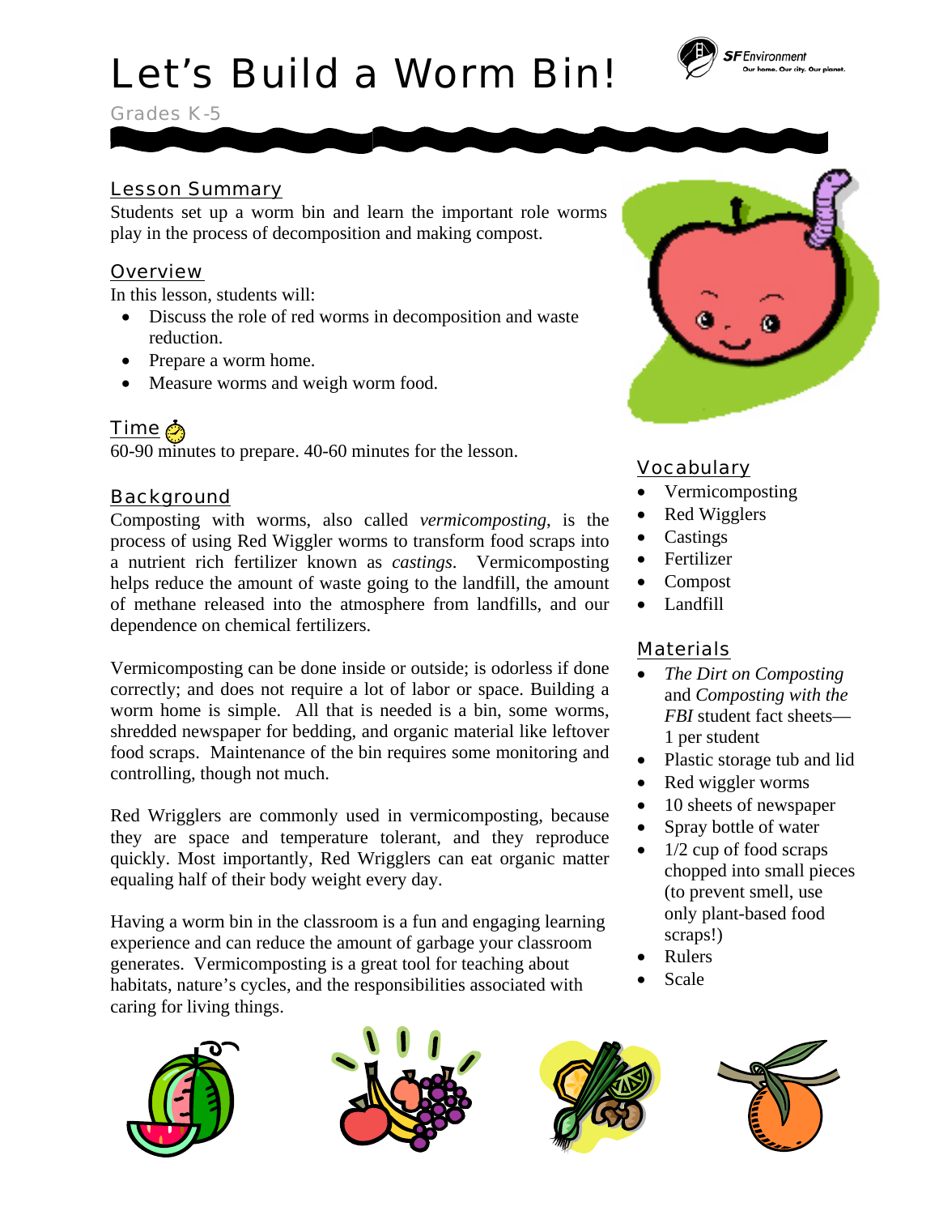# Let's Build a Worm Bin!

Grades K-5

SF Environment
Our home. Our city. Our planet.

## Lesson Summary

Students set up a worm bin and learn the important role worms play in the process of decomposition and making compost.

## Overview

In this lesson, students will:

- Discuss the role of red worms in decomposition and waste reduction.
- Prepare a worm home.
- Measure worms and weigh worm food.

## Time

60-90 minutes to prepare. 40-60 minutes for the lesson.

## Background

Composting with worms, also called *vermicomposting*, is the process of using Red Wiggler worms to transform food scraps into a nutrient rich fertilizer known as *castings*. Vermicomposting helps reduce the amount of waste going to the landfill, the amount of methane released into the atmosphere from landfills, and our dependence on chemical fertilizers.

Vermicomposting can be done inside or outside; is odorless if done correctly; and does not require a lot of labor or space. Building a worm home is simple. All that is needed is a bin, some worms, shredded newspaper for bedding, and organic material like leftover food scraps. Maintenance of the bin requires some monitoring and controlling, though not much.

Red Wrigglers are commonly used in vermicomposting, because they are space and temperature tolerant, and they reproduce quickly. Most importantly, Red Wrigglers can eat organic matter equaling half of their body weight every day.

Having a worm bin in the classroom is a fun and engaging learning experience and can reduce the amount of garbage your classroom generates. Vermicomposting is a great tool for teaching about habitats, nature's cycles, and the responsibilities associated with caring for living things.

## Vocabulary

- Vermicomposting
- Red Wigglers
- Castings
- Fertilizer
- Compost
- Landfill

## Materials

- *The Dirt on Composting* and *Composting with the FBI* student fact sheets—1 per student
- Plastic storage tub and lid
- Red wiggler worms
- 10 sheets of newspaper
- Spray bottle of water
- 1/2 cup of food scraps chopped into small pieces (to prevent smell, use only plant-based food scraps!)
- Rulers
- Scale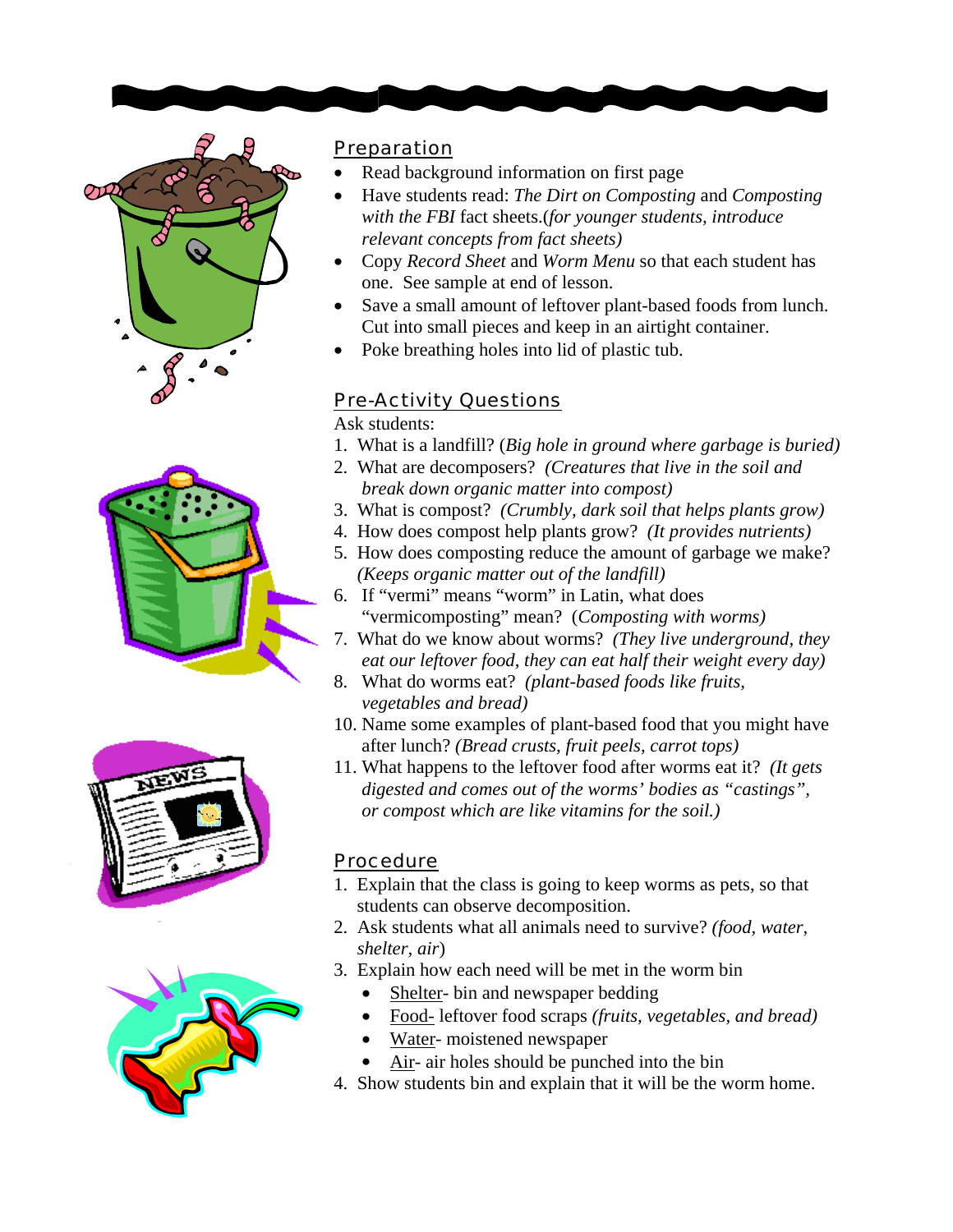## Preparation

- Read background information on first page
- Have students read: *The Dirt on Composting* and *Composting with the FBI* fact sheets.(*for younger students, introduce relevant concepts from fact sheets)*
- Copy *Record Sheet* and *Worm Menu* so that each student has one. See sample at end of lesson.
- Save a small amount of leftover plant-based foods from lunch. Cut into small pieces and keep in an airtight container.
- Poke breathing holes into lid of plastic tub.

## Pre-Activity Questions

Ask students:

1. What is a landfill? (*Big hole in ground where garbage is buried)*
2. What are decomposers? *(Creatures that live in the soil and break down organic matter into compost)*
3. What is compost? *(Crumbly, dark soil that helps plants grow)*
4. How does compost help plants grow? *(It provides nutrients)*
5. How does composting reduce the amount of garbage we make? *(Keeps organic matter out of the landfill)*
6. If "vermi" means "worm" in Latin, what does "vermicomposting" mean? (*Composting with worms)*
7. What do we know about worms? *(They live underground, they eat our leftover food, they can eat half their weight every day)*
8. What do worms eat? *(plant-based foods like fruits, vegetables and bread)*
10. Name some examples of plant-based food that you might have after lunch? *(Bread crusts, fruit peels, carrot tops)*
11. What happens to the leftover food after worms eat it? *(It gets digested and comes out of the worms' bodies as "castings", or compost which are like vitamins for the soil.)*

## Procedure

1. Explain that the class is going to keep worms as pets, so that students can observe decomposition.
2. Ask students what all animals need to survive? *(food, water, shelter, air*)
3. Explain how each need will be met in the worm bin
   - Shelter- bin and newspaper bedding
   - Food- leftover food scraps *(fruits, vegetables, and bread)*
   - Water- moistened newspaper
   - Air- air holes should be punched into the bin
4. Show students bin and explain that it will be the worm home.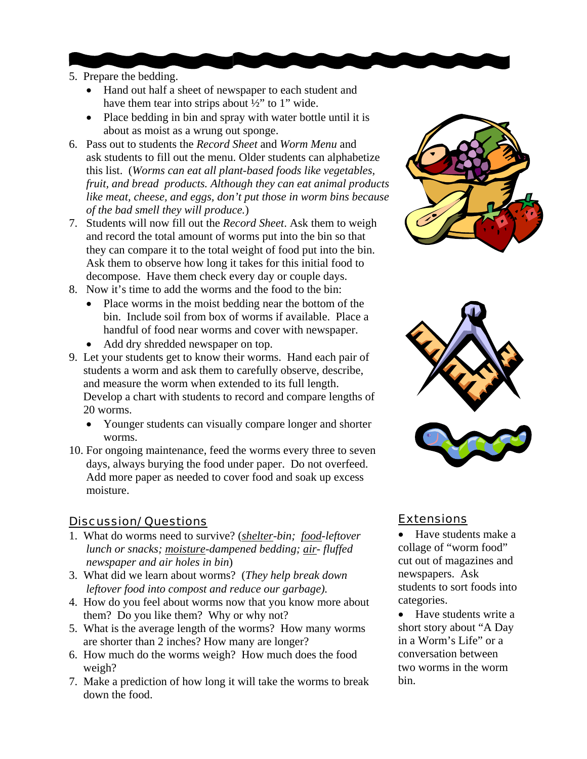5. Prepare the bedding.
   - Hand out half a sheet of newspaper to each student and have them tear into strips about ½" to 1" wide.
   - Place bedding in bin and spray with water bottle until it is about as moist as a wrung out sponge.
6. Pass out to students the *Record Sheet* and *Worm Menu* and ask students to fill out the menu. Older students can alphabetize this list. (*Worms can eat all plant-based foods like vegetables, fruit, and bread products. Although they can eat animal products like meat, cheese, and eggs, don't put those in worm bins because of the bad smell they will produce.*)
7. Students will now fill out the *Record Sheet*. Ask them to weigh and record the total amount of worms put into the bin so that they can compare it to the total weight of food put into the bin. Ask them to observe how long it takes for this initial food to decompose. Have them check every day or couple days.
8. Now it's time to add the worms and the food to the bin:
   - Place worms in the moist bedding near the bottom of the bin. Include soil from box of worms if available. Place a handful of food near worms and cover with newspaper.
   - Add dry shredded newspaper on top.
9. Let your students get to know their worms. Hand each pair of students a worm and ask them to carefully observe, describe, and measure the worm when extended to its full length. Develop a chart with students to record and compare lengths of 20 worms.
   - Younger students can visually compare longer and shorter worms.
10. For ongoing maintenance, feed the worms every three to seven days, always burying the food under paper. Do not overfeed. Add more paper as needed to cover food and soak up excess moisture.

## Discussion/Questions

1. What do worms need to survive? (*shelter-bin; food-leftover lunch or snacks; moisture-dampened bedding; air- fluffed newspaper and air holes in bin*)
3. What did we learn about worms? (*They help break down leftover food into compost and reduce our garbage).*
4. How do you feel about worms now that you know more about them? Do you like them? Why or why not?
5. What is the average length of the worms? How many worms are shorter than 2 inches? How many are longer?
6. How much do the worms weigh? How much does the food weigh?
7. Make a prediction of how long it will take the worms to break down the food.

## Extensions

- Have students make a collage of "worm food" cut out of magazines and newspapers. Ask students to sort foods into categories.
- Have students write a short story about "A Day in a Worm's Life" or a conversation between two worms in the worm bin.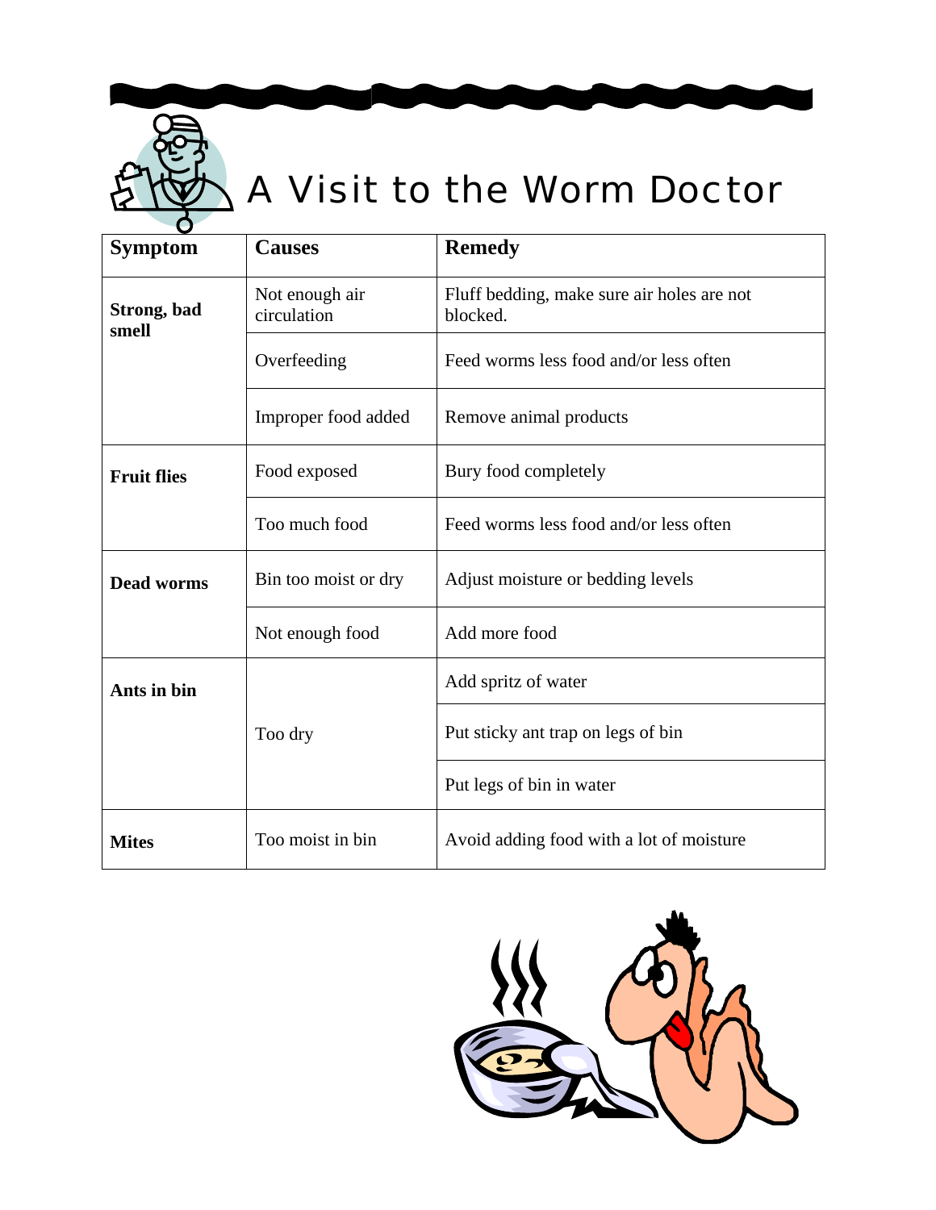# A Visit to the Worm Doctor

| Symptom | Causes | Remedy |
|---|---|---|
| **Strong, bad smell** | Not enough air circulation | Fluff bedding, make sure air holes are not blocked. |
| | Overfeeding | Feed worms less food and/or less often |
| | Improper food added | Remove animal products |
| **Fruit flies** | Food exposed | Bury food completely |
| | Too much food | Feed worms less food and/or less often |
| **Dead worms** | Bin too moist or dry | Adjust moisture or bedding levels |
| | Not enough food | Add more food |
| **Ants in bin** | Too dry | Add spritz of water |
| | | Put sticky ant trap on legs of bin |
| | | Put legs of bin in water |
| **Mites** | Too moist in bin | Avoid adding food with a lot of moisture |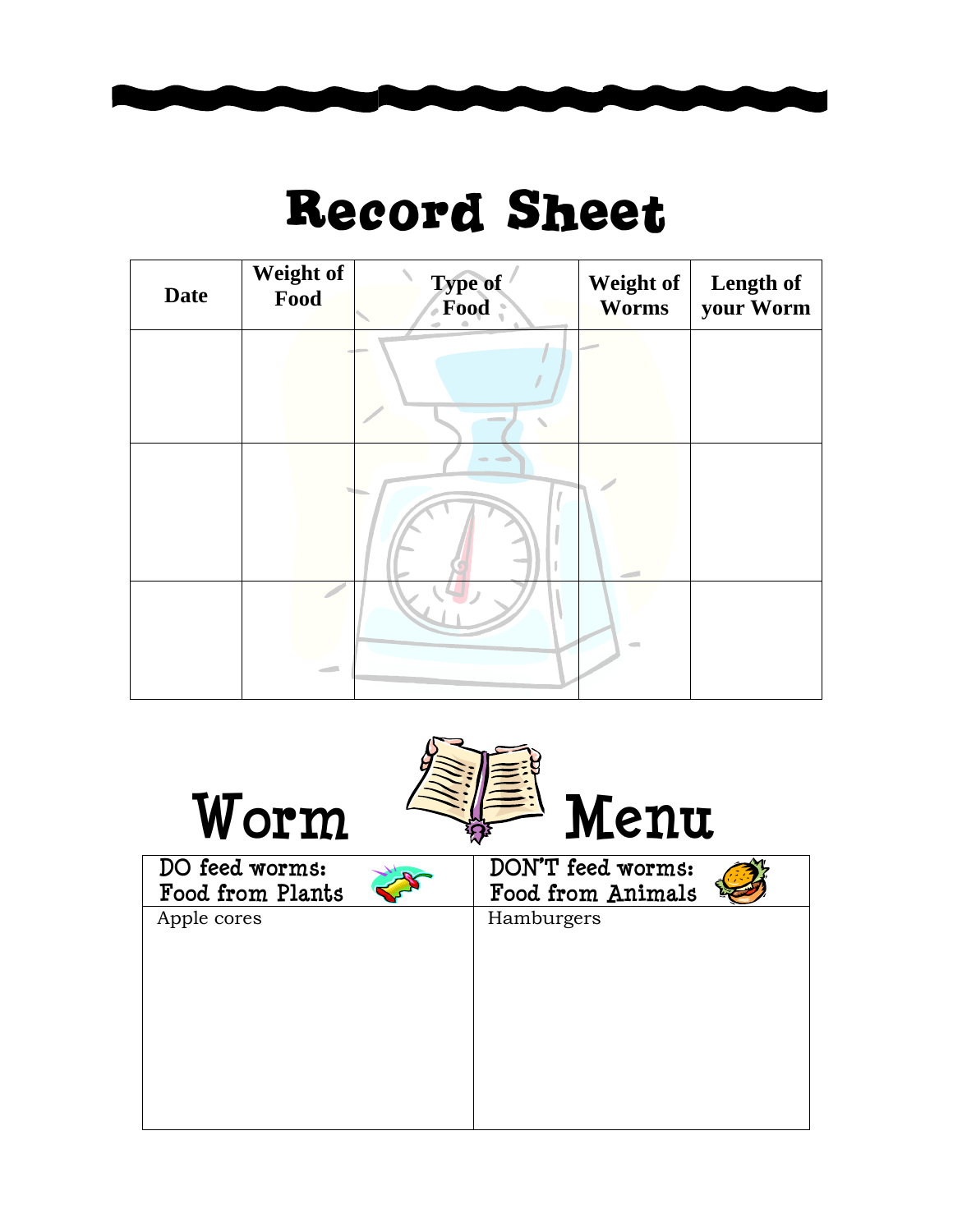# Record Sheet

| Date | Weight of Food | Type of Food | Weight of Worms | Length of your Worm |
|---|---|---|---|---|
| | | | | |
| | | | | |
| | | | | |

# Worm Menu

| DO feed worms: Food from Plants | DON'T feed worms: Food from Animals |
|---|---|
| Apple cores | Hamburgers |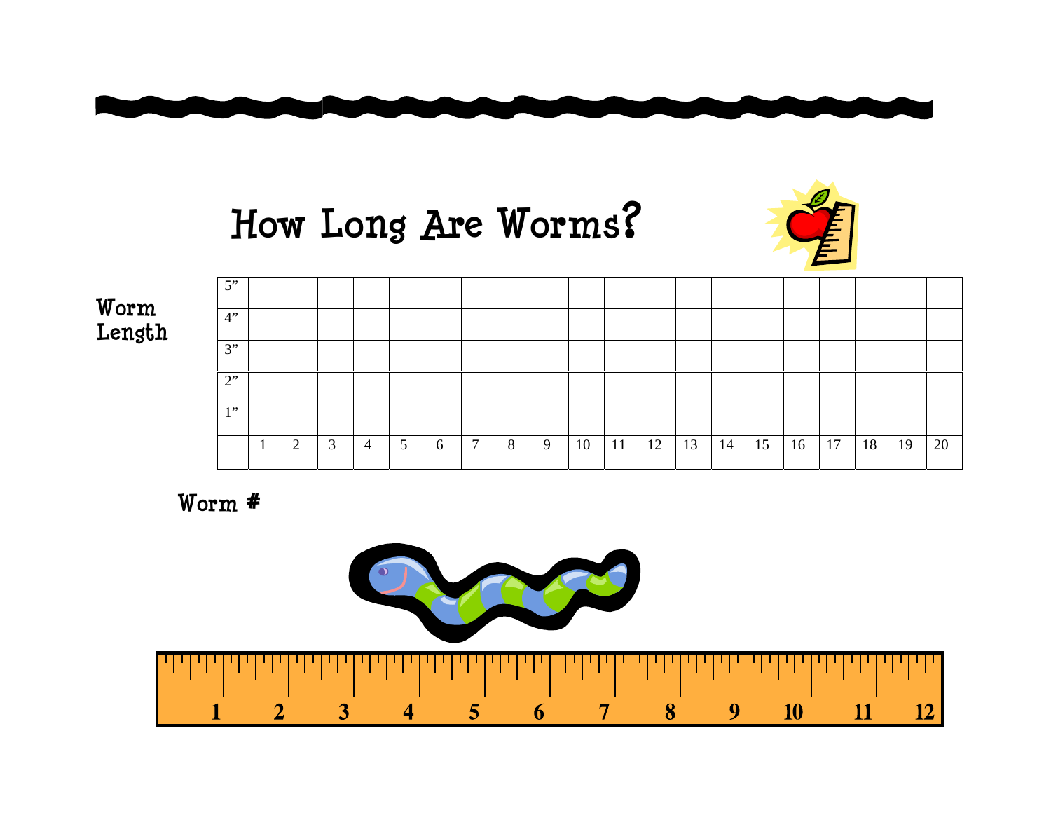# How Long Are Worms?

**Worm Length**

| | | | | | | | | | | | | | | | | | | | | |
|---|---|---|---|---|---|---|---|---|---|---|---|---|---|---|---|---|---|---|---|---|
| 5" | | | | | | | | | | | | | | | | | | | | |
| 4" | | | | | | | | | | | | | | | | | | | | |
| 3" | | | | | | | | | | | | | | | | | | | | |
| 2" | | | | | | | | | | | | | | | | | | | | |
| 1" | | | | | | | | | | | | | | | | | | | | |
| | 1 | 2 | 3 | 4 | 5 | 6 | 7 | 8 | 9 | 10 | 11 | 12 | 13 | 14 | 15 | 16 | 17 | 18 | 19 | 20 |

**Worm #**

1 2 3 4 5 6 7 8 9 10 11 12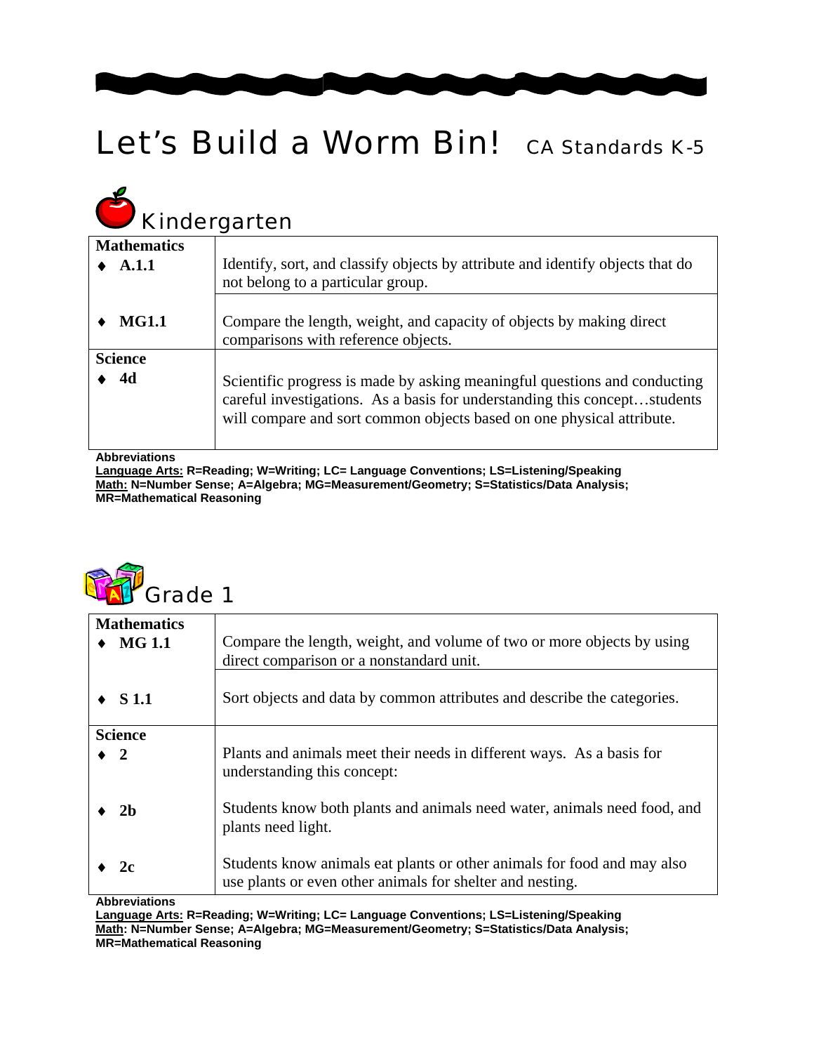# Let's Build a Worm Bin! CA Standards K-5

## Kindergarten

| | |
|---|---|
| **Mathematics** | |
| ♦ **A.1.1** | Identify, sort, and classify objects by attribute and identify objects that do not belong to a particular group. |
| ♦ **MG1.1** | Compare the length, weight, and capacity of objects by making direct comparisons with reference objects. |
| **Science** | |
| ♦ **4d** | Scientific progress is made by asking meaningful questions and conducting careful investigations. As a basis for understanding this concept…students will compare and sort common objects based on one physical attribute. |

**Abbreviations**
**Language Arts:** R=Reading; W=Writing; LC= Language Conventions; LS=Listening/Speaking
**Math:** N=Number Sense; A=Algebra; MG=Measurement/Geometry; S=Statistics/Data Analysis; MR=Mathematical Reasoning

## Grade 1

| | |
|---|---|
| **Mathematics** | |
| ♦ **MG 1.1** | Compare the length, weight, and volume of two or more objects by using direct comparison or a nonstandard unit. |
| ♦ **S 1.1** | Sort objects and data by common attributes and describe the categories. |
| **Science** | |
| ♦ **2** | Plants and animals meet their needs in different ways. As a basis for understanding this concept: |
| ♦ **2b** | Students know both plants and animals need water, animals need food, and plants need light. |
| ♦ **2c** | Students know animals eat plants or other animals for food and may also use plants or even other animals for shelter and nesting. |

**Abbreviations**
**Language Arts:** R=Reading; W=Writing; LC= Language Conventions; LS=Listening/Speaking
**Math:** N=Number Sense; A=Algebra; MG=Measurement/Geometry; S=Statistics/Data Analysis; MR=Mathematical Reasoning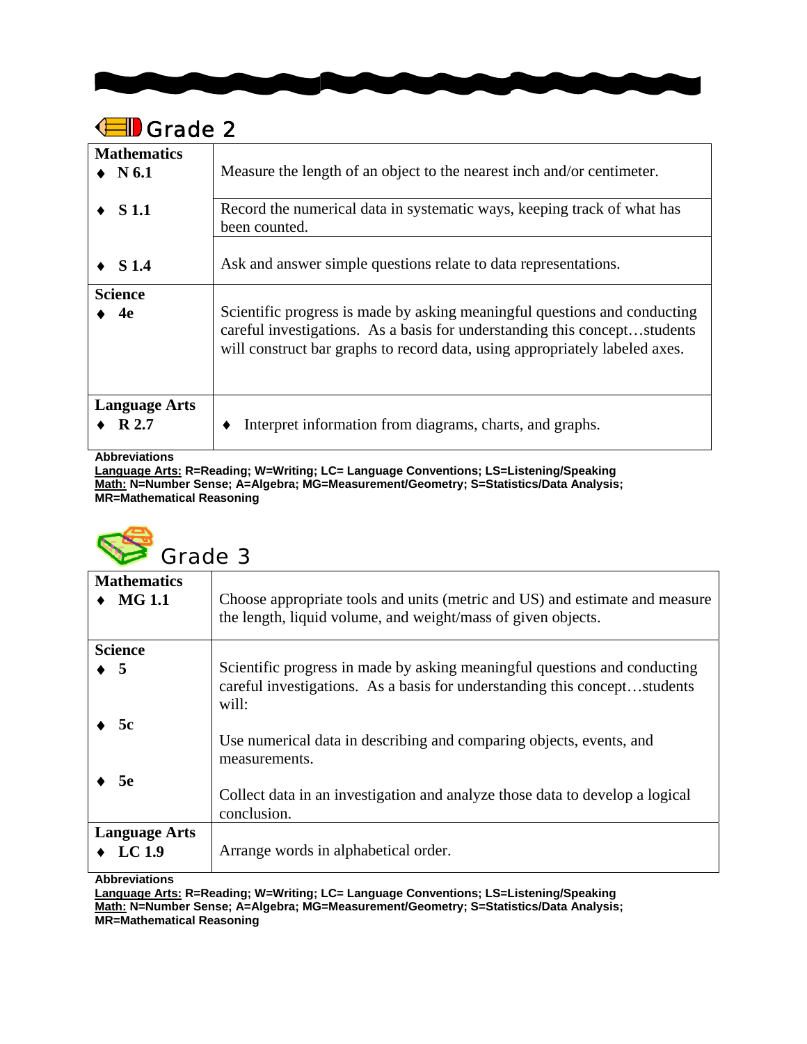## Grade 2

| | |
|---|---|
| **Mathematics** ♦ **N 6.1** | Measure the length of an object to the nearest inch and/or centimeter. |
| ♦ **S 1.1** | Record the numerical data in systematic ways, keeping track of what has been counted. |
| ♦ **S 1.4** | Ask and answer simple questions relate to data representations. |
| **Science** ♦ **4e** | Scientific progress is made by asking meaningful questions and conducting careful investigations. As a basis for understanding this concept…students will construct bar graphs to record data, using appropriately labeled axes. |
| **Language Arts** ♦ **R 2.7** | ♦ Interpret information from diagrams, charts, and graphs. |

**Abbreviations**
**Language Arts:** **R=Reading; W=Writing; LC= Language Conventions; LS=Listening/Speaking**
**Math:** **N=Number Sense; A=Algebra; MG=Measurement/Geometry; S=Statistics/Data Analysis; MR=Mathematical Reasoning**

## Grade 3

| | |
|---|---|
| **Mathematics** ♦ **MG 1.1** | Choose appropriate tools and units (metric and US) and estimate and measure the length, liquid volume, and weight/mass of given objects. |
| **Science** ♦ **5** | Scientific progress in made by asking meaningful questions and conducting careful investigations. As a basis for understanding this concept…students will: |
| ♦ **5c** | Use numerical data in describing and comparing objects, events, and measurements. |
| ♦ **5e** | Collect data in an investigation and analyze those data to develop a logical conclusion. |
| **Language Arts** ♦ **LC 1.9** | Arrange words in alphabetical order. |

**Abbreviations**
**Language Arts:** **R=Reading; W=Writing; LC= Language Conventions; LS=Listening/Speaking**
**Math:** **N=Number Sense; A=Algebra; MG=Measurement/Geometry; S=Statistics/Data Analysis; MR=Mathematical Reasoning**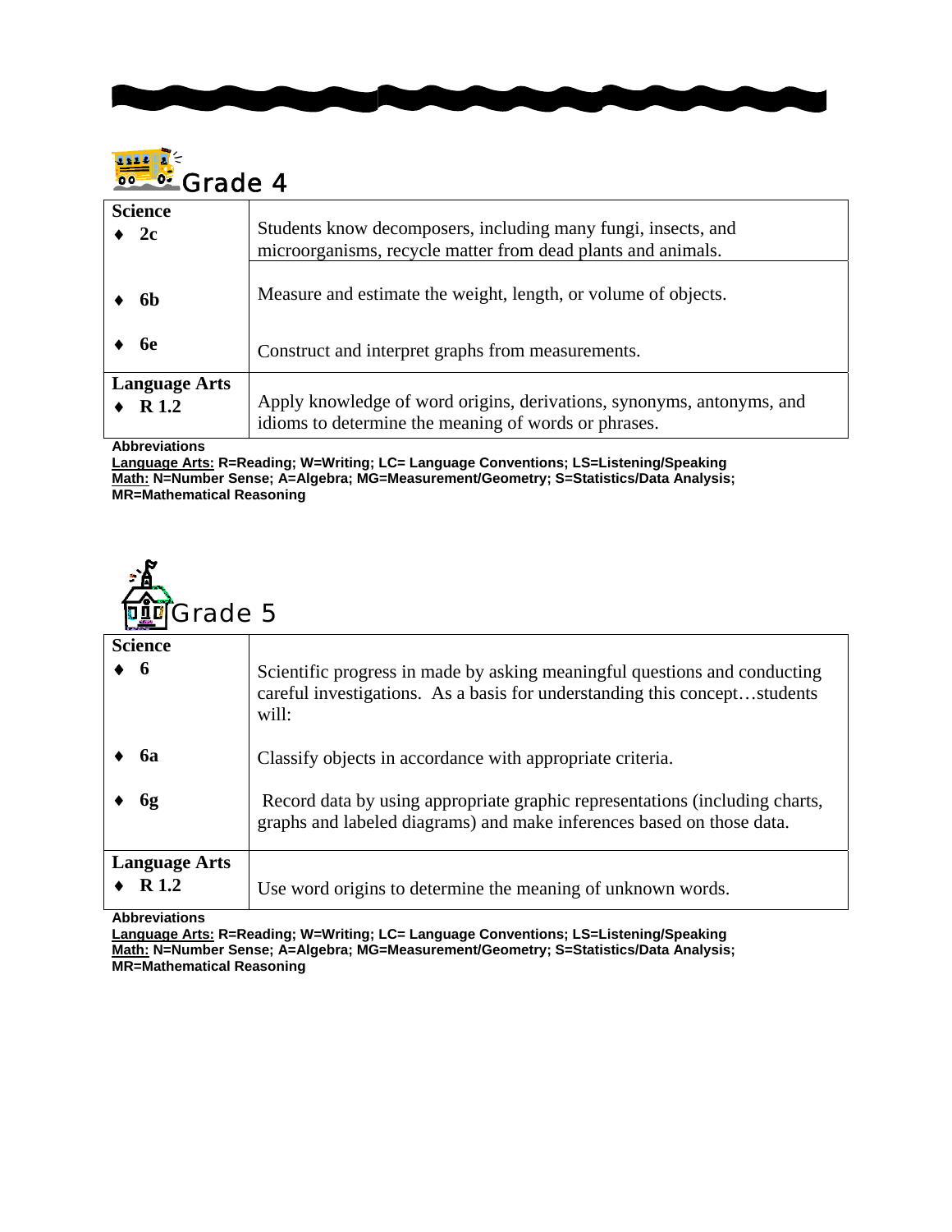## Grade 4

| Science | |
|---|---|
| ♦ 2c | Students know decomposers, including many fungi, insects, and microorganisms, recycle matter from dead plants and animals. |
| ♦ 6b | Measure and estimate the weight, length, or volume of objects. |
| ♦ 6e | Construct and interpret graphs from measurements. |
| **Language Arts** | |
| ♦ R 1.2 | Apply knowledge of word origins, derivations, synonyms, antonyms, and idioms to determine the meaning of words or phrases. |

**Abbreviations**
**Language Arts: R=Reading; W=Writing; LC= Language Conventions; LS=Listening/Speaking**
**Math: N=Number Sense; A=Algebra; MG=Measurement/Geometry; S=Statistics/Data Analysis; MR=Mathematical Reasoning**

## Grade 5

| Science | |
|---|---|
| ♦ 6 | Scientific progress in made by asking meaningful questions and conducting careful investigations. As a basis for understanding this concept…students will: |
| ♦ 6a | Classify objects in accordance with appropriate criteria. |
| ♦ 6g | Record data by using appropriate graphic representations (including charts, graphs and labeled diagrams) and make inferences based on those data. |
| **Language Arts** | |
| ♦ R 1.2 | Use word origins to determine the meaning of unknown words. |

**Abbreviations**
**Language Arts: R=Reading; W=Writing; LC= Language Conventions; LS=Listening/Speaking**
**Math: N=Number Sense; A=Algebra; MG=Measurement/Geometry; S=Statistics/Data Analysis; MR=Mathematical Reasoning**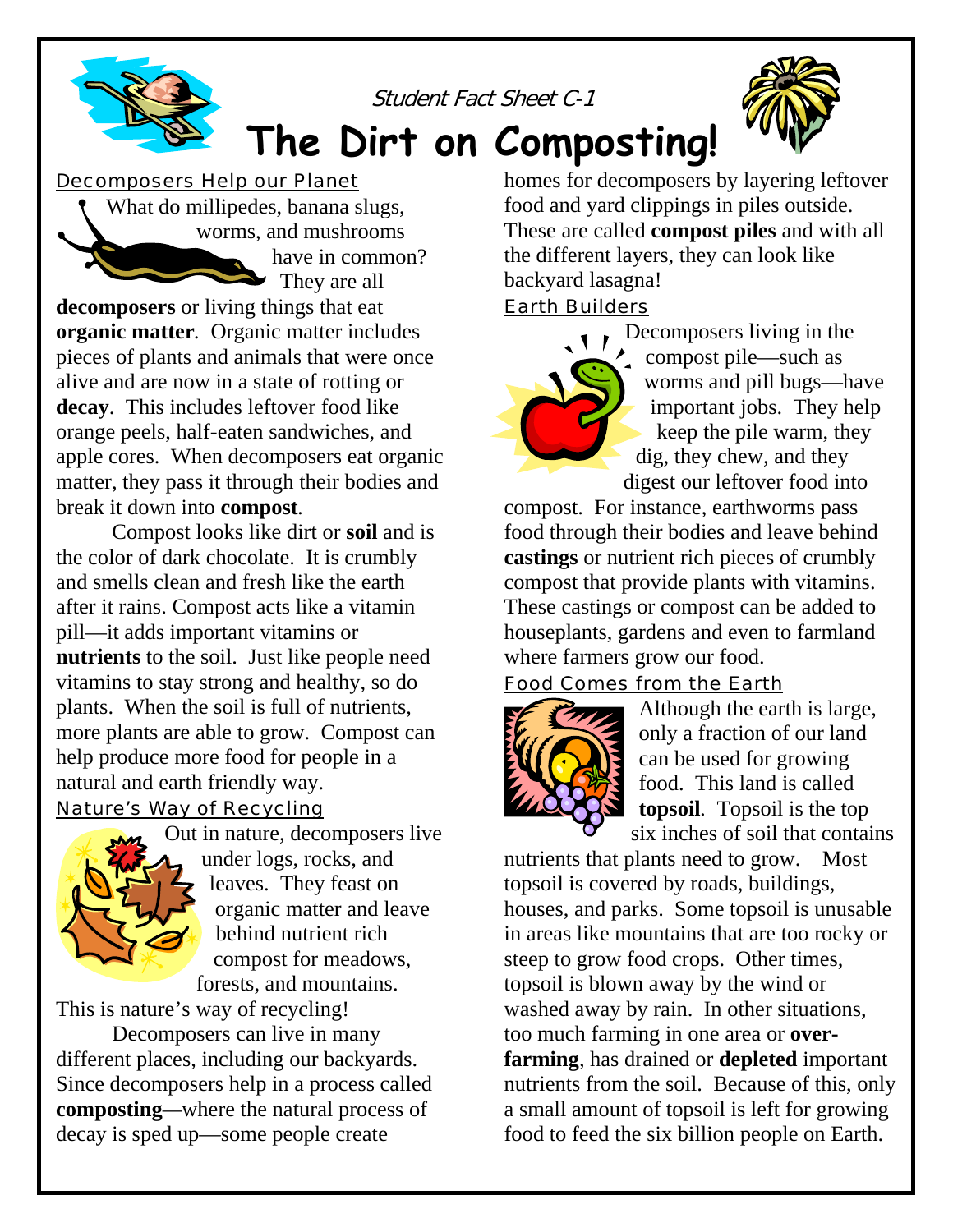Student Fact Sheet C-1

# The Dirt on Composting!

## Decomposers Help our Planet

What do millipedes, banana slugs, worms, and mushrooms have in common? They are all **decomposers** or living things that eat **organic matter**. Organic matter includes pieces of plants and animals that were once alive and are now in a state of rotting or **decay**. This includes leftover food like orange peels, half-eaten sandwiches, and apple cores. When decomposers eat organic matter, they pass it through their bodies and break it down into **compost**.

Compost looks like dirt or **soil** and is the color of dark chocolate. It is crumbly and smells clean and fresh like the earth after it rains. Compost acts like a vitamin pill—it adds important vitamins or **nutrients** to the soil. Just like people need vitamins to stay strong and healthy, so do plants. When the soil is full of nutrients, more plants are able to grow. Compost can help produce more food for people in a natural and earth friendly way.

## Nature's Way of Recycling

Out in nature, decomposers live under logs, rocks, and leaves. They feast on organic matter and leave behind nutrient rich compost for meadows, forests, and mountains. This is nature's way of recycling!

Decomposers can live in many different places, including our backyards. Since decomposers help in a process called **composting**—where the natural process of decay is sped up—some people create homes for decomposers by layering leftover food and yard clippings in piles outside. These are called **compost piles** and with all the different layers, they can look like backyard lasagna!

## Earth Builders

Decomposers living in the compost pile—such as worms and pill bugs—have important jobs. They help keep the pile warm, they dig, they chew, and they digest our leftover food into compost. For instance, earthworms pass food through their bodies and leave behind **castings** or nutrient rich pieces of crumbly compost that provide plants with vitamins. These castings or compost can be added to houseplants, gardens and even to farmland where farmers grow our food.

## Food Comes from the Earth

Although the earth is large, only a fraction of our land can be used for growing food. This land is called **topsoil**. Topsoil is the top six inches of soil that contains nutrients that plants need to grow. Most topsoil is covered by roads, buildings, houses, and parks. Some topsoil is unusable in areas like mountains that are too rocky or steep to grow food crops. Other times, topsoil is blown away by the wind or washed away by rain. In other situations, too much farming in one area or **over-farming**, has drained or **depleted** important nutrients from the soil. Because of this, only a small amount of topsoil is left for growing food to feed the six billion people on Earth.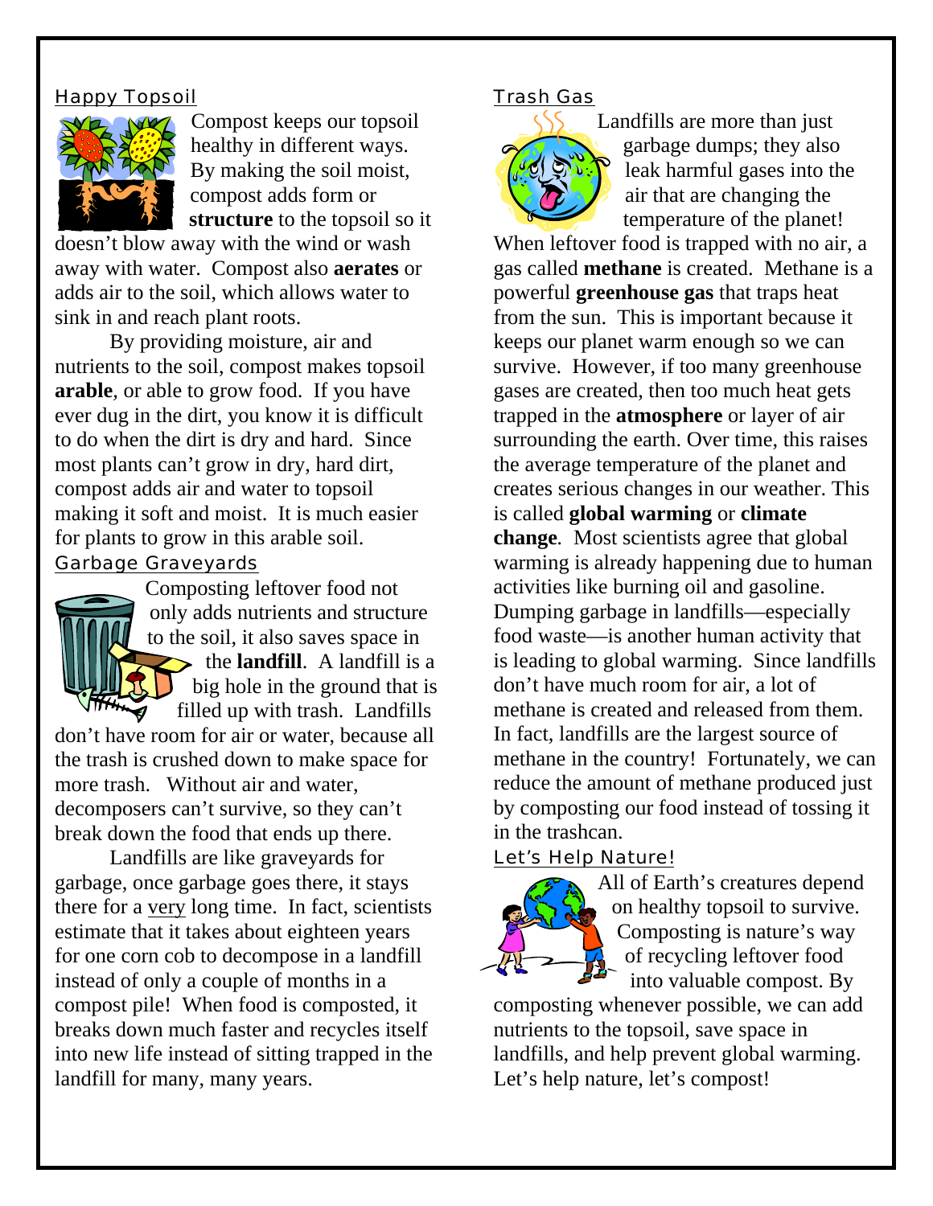## Happy Topsoil

Compost keeps our topsoil healthy in different ways. By making the soil moist, compost adds form or **structure** to the topsoil so it doesn't blow away with the wind or wash away with water. Compost also **aerates** or adds air to the soil, which allows water to sink in and reach plant roots.

By providing moisture, air and nutrients to the soil, compost makes topsoil **arable**, or able to grow food. If you have ever dug in the dirt, you know it is difficult to do when the dirt is dry and hard. Since most plants can't grow in dry, hard dirt, compost adds air and water to topsoil making it soft and moist. It is much easier for plants to grow in this arable soil.

## Garbage Graveyards

Composting leftover food not only adds nutrients and structure to the soil, it also saves space in the **landfill**. A landfill is a big hole in the ground that is filled up with trash. Landfills don't have room for air or water, because all the trash is crushed down to make space for more trash. Without air and water, decomposers can't survive, so they can't break down the food that ends up there.

Landfills are like graveyards for garbage, once garbage goes there, it stays there for a <u>very</u> long time. In fact, scientists estimate that it takes about eighteen years for one corn cob to decompose in a landfill instead of only a couple of months in a compost pile! When food is composted, it breaks down much faster and recycles itself into new life instead of sitting trapped in the landfill for many, many years.

## Trash Gas

Landfills are more than just garbage dumps; they also leak harmful gases into the air that are changing the temperature of the planet! When leftover food is trapped with no air, a gas called **methane** is created. Methane is a powerful **greenhouse gas** that traps heat from the sun. This is important because it keeps our planet warm enough so we can survive. However, if too many greenhouse gases are created, then too much heat gets trapped in the **atmosphere** or layer of air surrounding the earth. Over time, this raises the average temperature of the planet and creates serious changes in our weather. This is called **global warming** or **climate change**. Most scientists agree that global warming is already happening due to human activities like burning oil and gasoline. Dumping garbage in landfills—especially food waste—is another human activity that is leading to global warming. Since landfills don't have much room for air, a lot of methane is created and released from them. In fact, landfills are the largest source of methane in the country! Fortunately, we can reduce the amount of methane produced just by composting our food instead of tossing it in the trashcan.

## Let's Help Nature!

All of Earth's creatures depend on healthy topsoil to survive. Composting is nature's way of recycling leftover food into valuable compost. By composting whenever possible, we can add nutrients to the topsoil, save space in landfills, and help prevent global warming. Let's help nature, let's compost!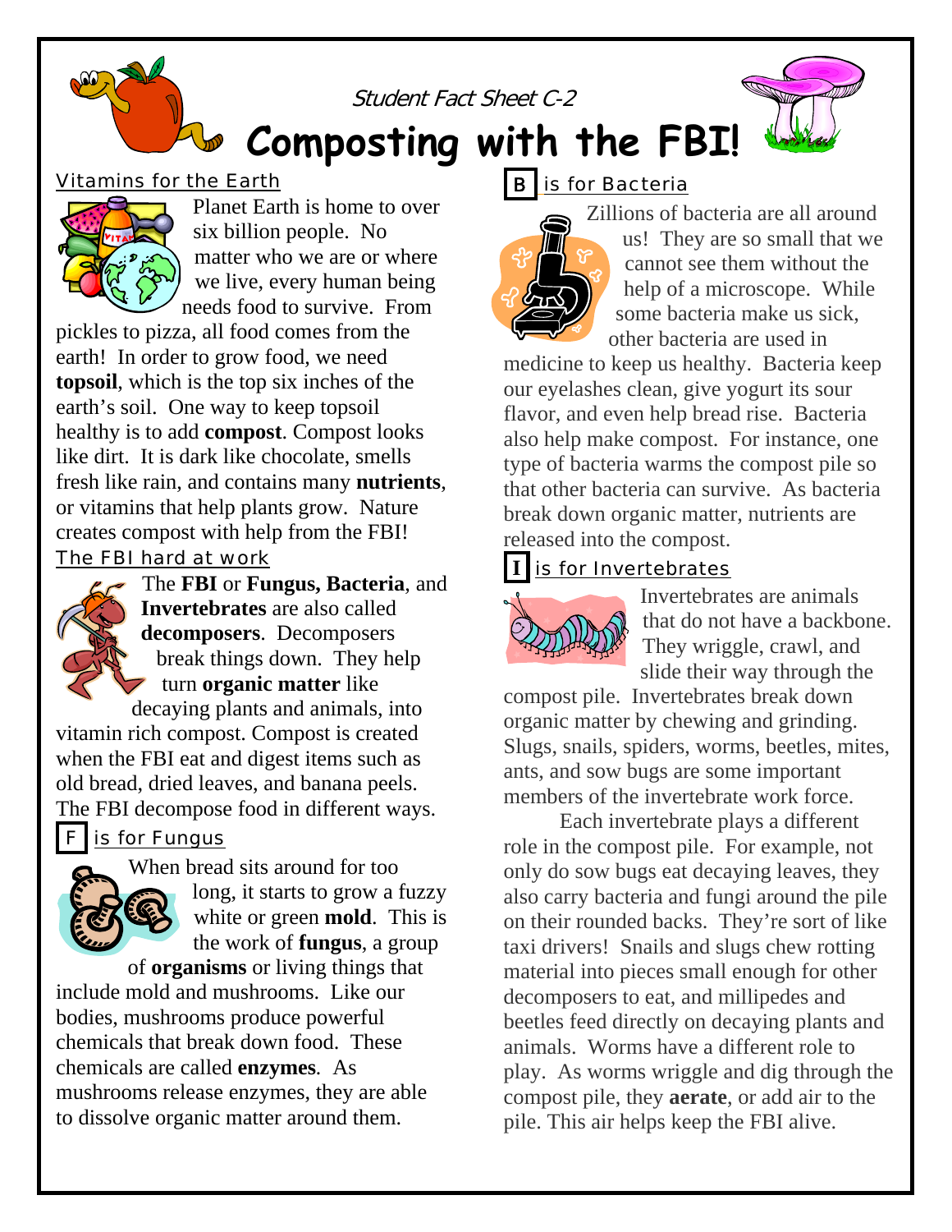Student Fact Sheet C-2

# Composting with the FBI!

## Vitamins for the Earth

Planet Earth is home to over six billion people. No matter who we are or where we live, every human being needs food to survive. From pickles to pizza, all food comes from the earth! In order to grow food, we need **topsoil**, which is the top six inches of the earth's soil. One way to keep topsoil healthy is to add **compost**. Compost looks like dirt. It is dark like chocolate, smells fresh like rain, and contains many **nutrients**, or vitamins that help plants grow. Nature creates compost with help from the FBI!

## The FBI hard at work

The **FBI** or **Fungus, Bacteria**, and **Invertebrates** are also called **decomposers**. Decomposers break things down. They help turn **organic matter** like decaying plants and animals, into vitamin rich compost. Compost is created when the FBI eat and digest items such as old bread, dried leaves, and banana peels. The FBI decompose food in different ways.

## F is for Fungus

When bread sits around for too long, it starts to grow a fuzzy white or green **mold**. This is the work of **fungus**, a group of **organisms** or living things that include mold and mushrooms. Like our bodies, mushrooms produce powerful chemicals that break down food. These chemicals are called **enzymes**. As mushrooms release enzymes, they are able to dissolve organic matter around them.

## B is for Bacteria

Zillions of bacteria are all around us! They are so small that we cannot see them without the help of a microscope. While some bacteria make us sick, other bacteria are used in medicine to keep us healthy. Bacteria keep our eyelashes clean, give yogurt its sour flavor, and even help bread rise. Bacteria also help make compost. For instance, one type of bacteria warms the compost pile so that other bacteria can survive. As bacteria break down organic matter, nutrients are released into the compost.

## I is for Invertebrates

Invertebrates are animals that do not have a backbone. They wriggle, crawl, and slide their way through the compost pile. Invertebrates break down organic matter by chewing and grinding. Slugs, snails, spiders, worms, beetles, mites, ants, and sow bugs are some important members of the invertebrate work force.

Each invertebrate plays a different role in the compost pile. For example, not only do sow bugs eat decaying leaves, they also carry bacteria and fungi around the pile on their rounded backs. They're sort of like taxi drivers! Snails and slugs chew rotting material into pieces small enough for other decomposers to eat, and millipedes and beetles feed directly on decaying plants and animals. Worms have a different role to play. As worms wriggle and dig through the compost pile, they **aerate**, or add air to the pile. This air helps keep the FBI alive.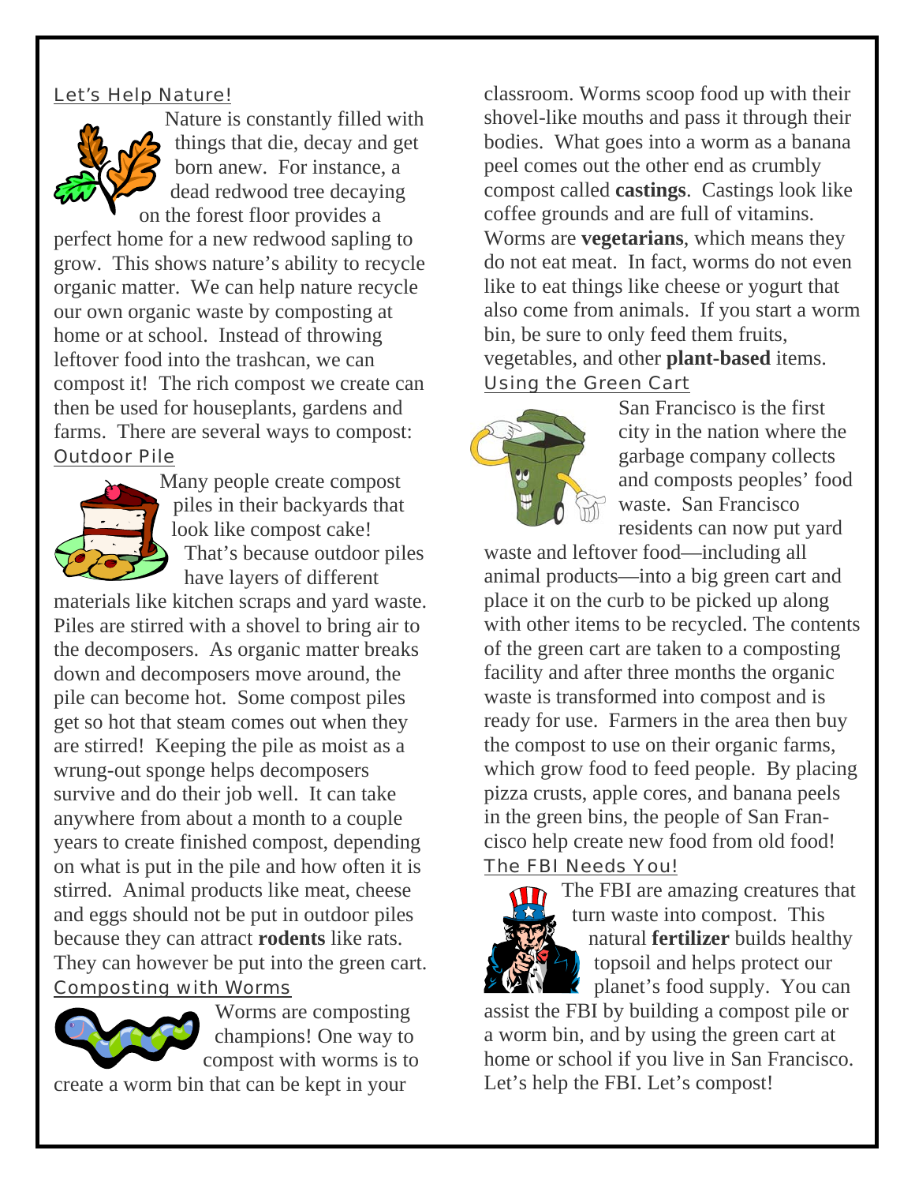## Let's Help Nature!

Nature is constantly filled with things that die, decay and get born anew. For instance, a dead redwood tree decaying on the forest floor provides a perfect home for a new redwood sapling to grow. This shows nature's ability to recycle organic matter. We can help nature recycle our own organic waste by composting at home or at school. Instead of throwing leftover food into the trashcan, we can compost it! The rich compost we create can then be used for houseplants, gardens and farms. There are several ways to compost:

## Outdoor Pile

Many people create compost piles in their backyards that look like compost cake! That's because outdoor piles have layers of different materials like kitchen scraps and yard waste. Piles are stirred with a shovel to bring air to the decomposers. As organic matter breaks down and decomposers move around, the pile can become hot. Some compost piles get so hot that steam comes out when they are stirred! Keeping the pile as moist as a wrung-out sponge helps decomposers survive and do their job well. It can take anywhere from about a month to a couple years to create finished compost, depending on what is put in the pile and how often it is stirred. Animal products like meat, cheese and eggs should not be put in outdoor piles because they can attract **rodents** like rats. They can however be put into the green cart.

## Composting with Worms

Worms are composting champions! One way to compost with worms is to create a worm bin that can be kept in your classroom. Worms scoop food up with their shovel-like mouths and pass it through their bodies. What goes into a worm as a banana peel comes out the other end as crumbly compost called **castings**. Castings look like coffee grounds and are full of vitamins. Worms are **vegetarians**, which means they do not eat meat. In fact, worms do not even like to eat things like cheese or yogurt that also come from animals. If you start a worm bin, be sure to only feed them fruits, vegetables, and other **plant-based** items.

## Using the Green Cart

San Francisco is the first city in the nation where the garbage company collects and composts peoples' food waste. San Francisco residents can now put yard waste and leftover food—including all animal products—into a big green cart and place it on the curb to be picked up along with other items to be recycled. The contents of the green cart are taken to a composting facility and after three months the organic waste is transformed into compost and is ready for use. Farmers in the area then buy the compost to use on their organic farms, which grow food to feed people. By placing pizza crusts, apple cores, and banana peels in the green bins, the people of San Francisco help create new food from old food!

## The FBI Needs You!

The FBI are amazing creatures that turn waste into compost. This natural **fertilizer** builds healthy topsoil and helps protect our planet's food supply. You can assist the FBI by building a compost pile or a worm bin, and by using the green cart at home or school if you live in San Francisco. Let's help the FBI. Let's compost!